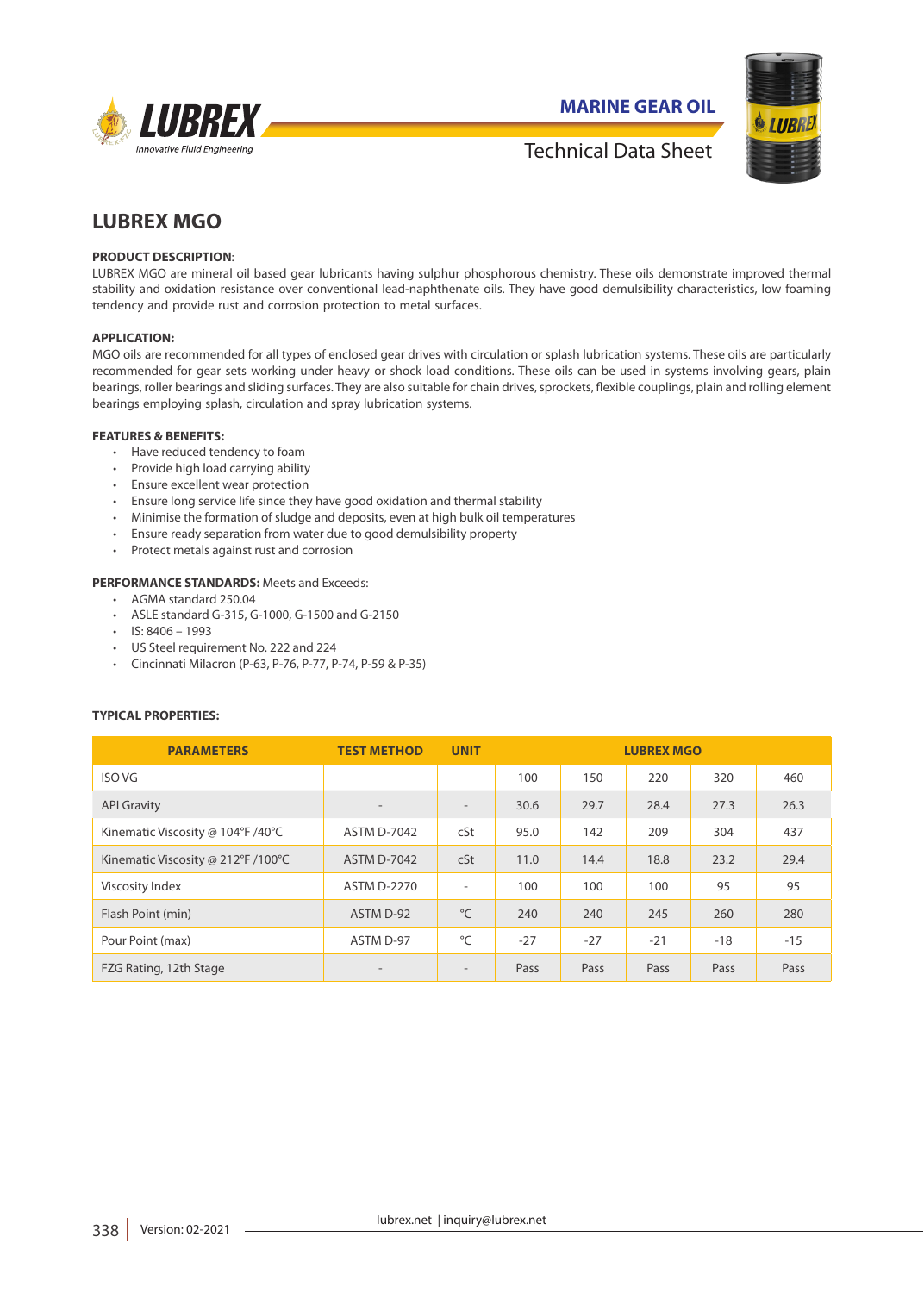MARINE GEAR OIL

Technical Data Sheet

# LUBREX MGO

**PRODUCT DESCRIPTION**:
LUBREX MGO are mineral oil based gear lubricants having sulphur phosphorous chemistry. These oils demonstrate improved thermal stability and oxidation resistance over conventional lead-naphthenate oils. They have good demulsibility characteristics, low foaming tendency and provide rust and corrosion protection to metal surfaces.

**APPLICATION:**
MGO oils are recommended for all types of enclosed gear drives with circulation or splash lubrication systems. These oils are particularly recommended for gear sets working under heavy or shock load conditions. These oils can be used in systems involving gears, plain bearings, roller bearings and sliding surfaces. They are also suitable for chain drives, sprockets, flexible couplings, plain and rolling element bearings employing splash, circulation and spray lubrication systems.

**FEATURES & BENEFITS:**

- Have reduced tendency to foam
- Provide high load carrying ability
- Ensure excellent wear protection
- Ensure long service life since they have good oxidation and thermal stability
- Minimise the formation of sludge and deposits, even at high bulk oil temperatures
- Ensure ready separation from water due to good demulsibility property
- Protect metals against rust and corrosion

**PERFORMANCE STANDARDS:** Meets and Exceeds:

- AGMA standard 250.04
- ASLE standard G-315, G-1000, G-1500 and G-2150
- IS: 8406 – 1993
- US Steel requirement No. 222 and 224
- Cincinnati Milacron (P-63, P-76, P-77, P-74, P-59 & P-35)

**TYPICAL PROPERTIES:**

| PARAMETERS | TEST METHOD | UNIT | LUBREX MGO | | | | |
|---|---|---|---|---|---|---|---|
| ISO VG | | | 100 | 150 | 220 | 320 | 460 |
| API Gravity | - | - | 30.6 | 29.7 | 28.4 | 27.3 | 26.3 |
| Kinematic Viscosity @ 104°F /40°C | ASTM D-7042 | cSt | 95.0 | 142 | 209 | 304 | 437 |
| Kinematic Viscosity @ 212°F /100°C | ASTM D-7042 | cSt | 11.0 | 14.4 | 18.8 | 23.2 | 29.4 |
| Viscosity Index | ASTM D-2270 | - | 100 | 100 | 100 | 95 | 95 |
| Flash Point (min) | ASTM D-92 | °C | 240 | 240 | 245 | 260 | 280 |
| Pour Point (max) | ASTM D-97 | °C | -27 | -27 | -21 | -18 | -15 |
| FZG Rating, 12th Stage | - | - | Pass | Pass | Pass | Pass | Pass |

Version: 02-2021

lubrex.net | inquiry@lubrex.net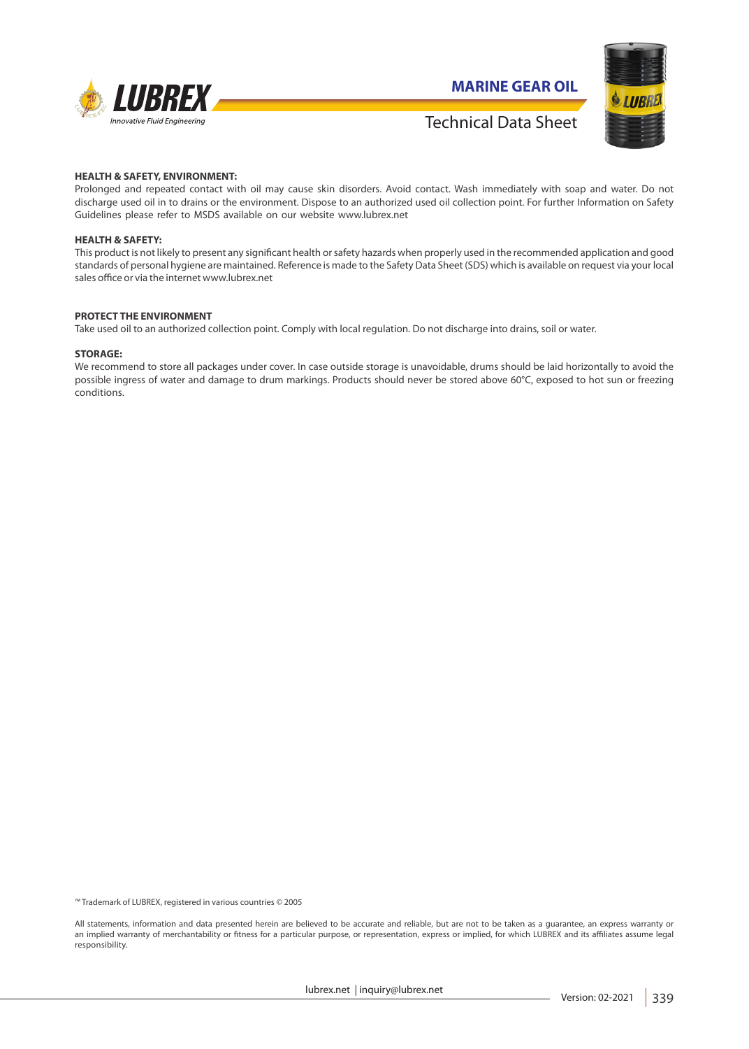## HEALTH & SAFETY, ENVIRONMENT:

Prolonged and repeated contact with oil may cause skin disorders. Avoid contact. Wash immediately with soap and water. Do not discharge used oil in to drains or the environment. Dispose to an authorized used oil collection point. For further Information on Safety Guidelines please refer to MSDS available on our website www.lubrex.net

## HEALTH & SAFETY:

This product is not likely to present any significant health or safety hazards when properly used in the recommended application and good standards of personal hygiene are maintained. Reference is made to the Safety Data Sheet (SDS) which is available on request via your local sales office or via the internet www.lubrex.net

## PROTECT THE ENVIRONMENT

Take used oil to an authorized collection point. Comply with local regulation. Do not discharge into drains, soil or water.

## STORAGE:

We recommend to store all packages under cover. In case outside storage is unavoidable, drums should be laid horizontally to avoid the possible ingress of water and damage to drum markings. Products should never be stored above 60°C, exposed to hot sun or freezing conditions.

™ Trademark of LUBREX, registered in various countries © 2005

All statements, information and data presented herein are believed to be accurate and reliable, but are not to be taken as a guarantee, an express warranty or an implied warranty of merchantability or fitness for a particular purpose, or representation, express or implied, for which LUBREX and its affiliates assume legal responsibility.

lubrex.net | inquiry@lubrex.net

Version: 02-2021